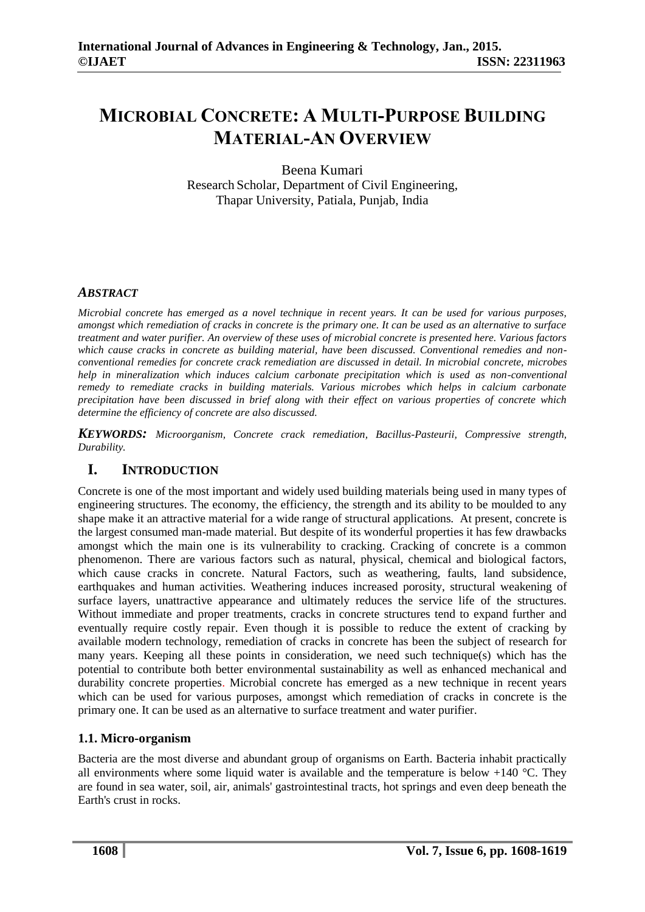# MICROBIAL CONCRETE: A MULTI-PURPOSE BUILDING MATERIAL-AN OVERVIEW

Beena Kumari
Research Scholar, Department of Civil Engineering,
Thapar University, Patiala, Punjab, India

### *ABSTRACT*

*Microbial concrete has emerged as a novel technique in recent years. It can be used for various purposes, amongst which remediation of cracks in concrete is the primary one. It can be used as an alternative to surface treatment and water purifier. An overview of these uses of microbial concrete is presented here. Various factors which cause cracks in concrete as building material, have been discussed. Conventional remedies and non-conventional remedies for concrete crack remediation are discussed in detail. In microbial concrete, microbes help in mineralization which induces calcium carbonate precipitation which is used as non-conventional remedy to remediate cracks in building materials. Various microbes which helps in calcium carbonate precipitation have been discussed in brief along with their effect on various properties of concrete which determine the efficiency of concrete are also discussed.*

***KEYWORDS:*** *Microorganism, Concrete crack remediation, Bacillus-Pasteurii, Compressive strength, Durability.*

## I. INTRODUCTION

Concrete is one of the most important and widely used building materials being used in many types of engineering structures. The economy, the efficiency, the strength and its ability to be moulded to any shape make it an attractive material for a wide range of structural applications. At present, concrete is the largest consumed man-made material. But despite of its wonderful properties it has few drawbacks amongst which the main one is its vulnerability to cracking. Cracking of concrete is a common phenomenon. There are various factors such as natural, physical, chemical and biological factors, which cause cracks in concrete. Natural Factors, such as weathering, faults, land subsidence, earthquakes and human activities. Weathering induces increased porosity, structural weakening of surface layers, unattractive appearance and ultimately reduces the service life of the structures. Without immediate and proper treatments, cracks in concrete structures tend to expand further and eventually require costly repair. Even though it is possible to reduce the extent of cracking by available modern technology, remediation of cracks in concrete has been the subject of research for many years. Keeping all these points in consideration, we need such technique(s) which has the potential to contribute both better environmental sustainability as well as enhanced mechanical and durability concrete properties. Microbial concrete has emerged as a new technique in recent years which can be used for various purposes, amongst which remediation of cracks in concrete is the primary one. It can be used as an alternative to surface treatment and water purifier.

### 1.1. Micro-organism

Bacteria are the most diverse and abundant group of organisms on Earth. Bacteria inhabit practically all environments where some liquid water is available and the temperature is below +140 °C. They are found in sea water, soil, air, animals' gastrointestinal tracts, hot springs and even deep beneath the Earth's crust in rocks.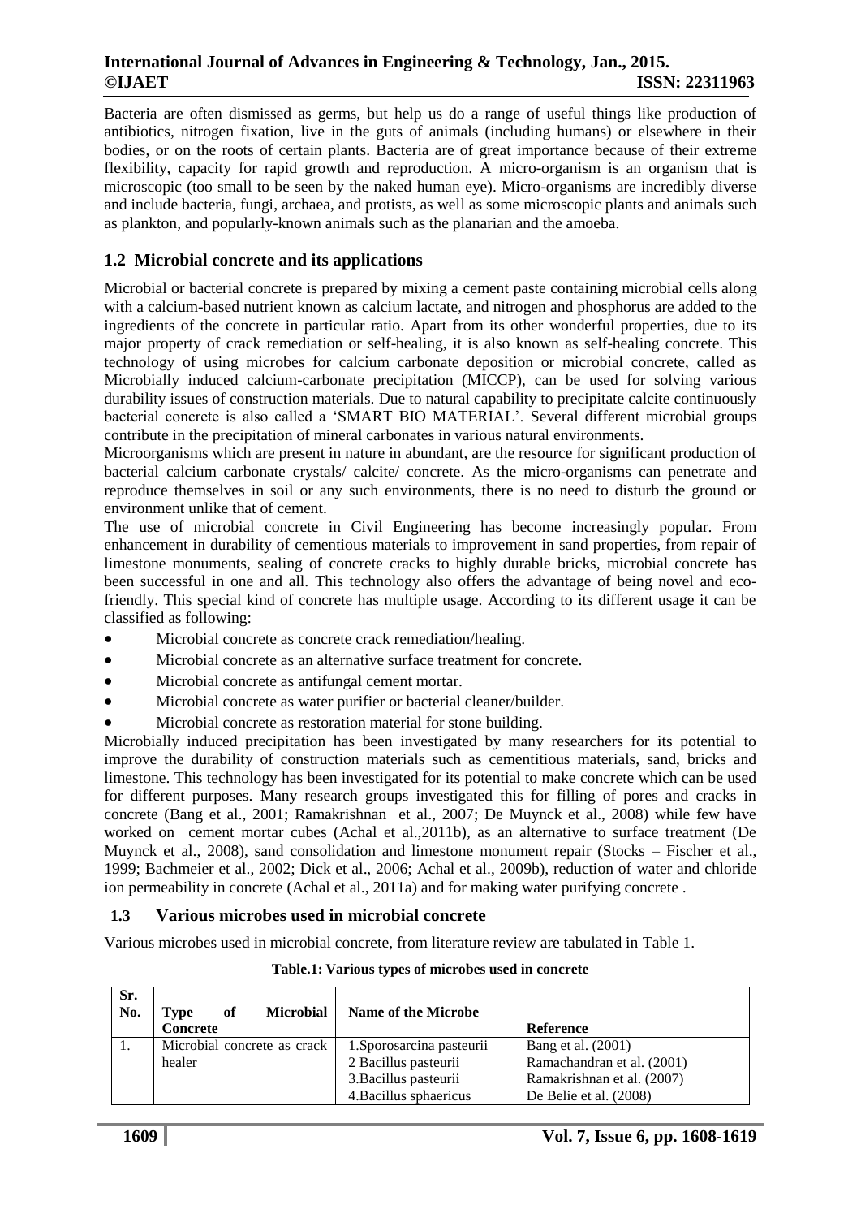Bacteria are often dismissed as germs, but help us do a range of useful things like production of antibiotics, nitrogen fixation, live in the guts of animals (including humans) or elsewhere in their bodies, or on the roots of certain plants. Bacteria are of great importance because of their extreme flexibility, capacity for rapid growth and reproduction. A micro-organism is an organism that is microscopic (too small to be seen by the naked human eye). Micro-organisms are incredibly diverse and include bacteria, fungi, archaea, and protists, as well as some microscopic plants and animals such as plankton, and popularly-known animals such as the planarian and the amoeba.

## 1.2 Microbial concrete and its applications

Microbial or bacterial concrete is prepared by mixing a cement paste containing microbial cells along with a calcium-based nutrient known as calcium lactate, and nitrogen and phosphorus are added to the ingredients of the concrete in particular ratio. Apart from its other wonderful properties, due to its major property of crack remediation or self-healing, it is also known as self-healing concrete. This technology of using microbes for calcium carbonate deposition or microbial concrete, called as Microbially induced calcium-carbonate precipitation (MICCP), can be used for solving various durability issues of construction materials. Due to natural capability to precipitate calcite continuously bacterial concrete is also called a 'SMART BIO MATERIAL'. Several different microbial groups contribute in the precipitation of mineral carbonates in various natural environments.

Microorganisms which are present in nature in abundant, are the resource for significant production of bacterial calcium carbonate crystals/ calcite/ concrete. As the micro-organisms can penetrate and reproduce themselves in soil or any such environments, there is no need to disturb the ground or environment unlike that of cement.

The use of microbial concrete in Civil Engineering has become increasingly popular. From enhancement in durability of cementious materials to improvement in sand properties, from repair of limestone monuments, sealing of concrete cracks to highly durable bricks, microbial concrete has been successful in one and all. This technology also offers the advantage of being novel and eco-friendly. This special kind of concrete has multiple usage. According to its different usage it can be classified as following:

- Microbial concrete as concrete crack remediation/healing.
- Microbial concrete as an alternative surface treatment for concrete.
- Microbial concrete as antifungal cement mortar.
- Microbial concrete as water purifier or bacterial cleaner/builder.
- Microbial concrete as restoration material for stone building.

Microbially induced precipitation has been investigated by many researchers for its potential to improve the durability of construction materials such as cementitious materials, sand, bricks and limestone. This technology has been investigated for its potential to make concrete which can be used for different purposes. Many research groups investigated this for filling of pores and cracks in concrete (Bang et al., 2001; Ramakrishnan et al., 2007; De Muynck et al., 2008) while few have worked on cement mortar cubes (Achal et al.,2011b), as an alternative to surface treatment (De Muynck et al., 2008), sand consolidation and limestone monument repair (Stocks – Fischer et al., 1999; Bachmeier et al., 2002; Dick et al., 2006; Achal et al., 2009b), reduction of water and chloride ion permeability in concrete (Achal et al., 2011a) and for making water purifying concrete .

## 1.3 Various microbes used in microbial concrete

Various microbes used in microbial concrete, from literature review are tabulated in Table 1.

**Table.1: Various types of microbes used in concrete**

| Sr. No. | Type of Microbial Concrete | Name of the Microbe | Reference |
|---|---|---|---|
| 1. | Microbial concrete as crack healer | 1.Sporosarcina pasteurii<br>2 Bacillus pasteurii<br>3.Bacillus pasteurii<br>4.Bacillus sphaericus | Bang et al. (2001)<br>Ramachandran et al. (2001)<br>Ramakrishnan et al. (2007)<br>De Belie et al. (2008) |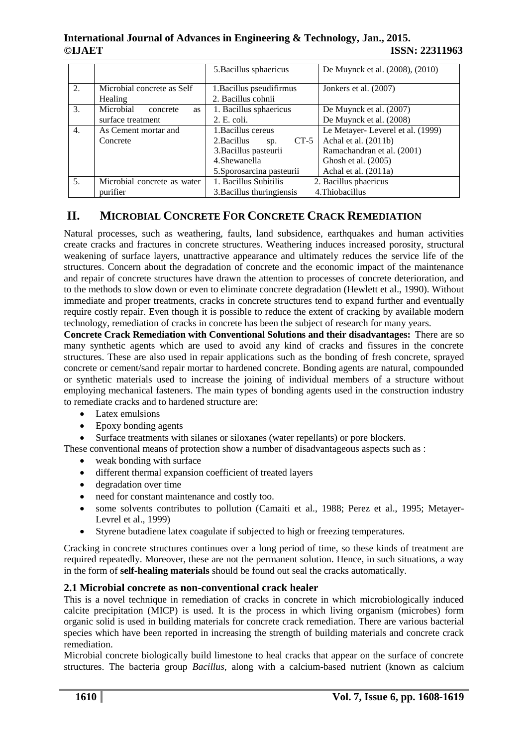|  |  | 5.Bacillus sphaericus | De Muynck et al. (2008), (2010) |
|---|---|---|---|
| 2. | Microbial concrete as Self Healing | 1.Bacillus pseudifirmus<br>2. Bacillus cohnii | Jonkers et al. (2007) |
| 3. | Microbial concrete as surface treatment | 1. Bacillus sphaericus<br>2. E. coli. | De Muynck et al. (2007)<br>De Muynck et al. (2008) |
| 4. | As Cement mortar and Concrete | 1.Bacillus cereus<br>2.Bacillus sp. CT-5<br>3.Bacillus pasteurii<br>4.Shewanella<br>5.Sporosarcina pasteurii | Le Metayer- Leverel et al. (1999)<br>Achal et al. (2011b)<br>Ramachandran et al. (2001)<br>Ghosh et al. (2005)<br>Achal et al. (2011a) |
| 5. | Microbial concrete as water purifier | 1. Bacillus Subitilis 2. Bacillus phaericus<br>3.Bacillus thuringiensis 4.Thiobacillus | |

## II. MICROBIAL CONCRETE FOR CONCRETE CRACK REMEDIATION

Natural processes, such as weathering, faults, land subsidence, earthquakes and human activities create cracks and fractures in concrete structures. Weathering induces increased porosity, structural weakening of surface layers, unattractive appearance and ultimately reduces the service life of the structures. Concern about the degradation of concrete and the economic impact of the maintenance and repair of concrete structures have drawn the attention to processes of concrete deterioration, and to the methods to slow down or even to eliminate concrete degradation (Hewlett et al., 1990). Without immediate and proper treatments, cracks in concrete structures tend to expand further and eventually require costly repair. Even though it is possible to reduce the extent of cracking by available modern technology, remediation of cracks in concrete has been the subject of research for many years.

**Concrete Crack Remediation with Conventional Solutions and their disadvantages:** There are so many synthetic agents which are used to avoid any kind of cracks and fissures in the concrete structures. These are also used in repair applications such as the bonding of fresh concrete, sprayed concrete or cement/sand repair mortar to hardened concrete. Bonding agents are natural, compounded or synthetic materials used to increase the joining of individual members of a structure without employing mechanical fasteners. The main types of bonding agents used in the construction industry to remediate cracks and to hardened structure are:

- Latex emulsions
- Epoxy bonding agents
- Surface treatments with silanes or siloxanes (water repellants) or pore blockers.

These conventional means of protection show a number of disadvantageous aspects such as :

- weak bonding with surface
- different thermal expansion coefficient of treated layers
- degradation over time
- need for constant maintenance and costly too.
- some solvents contributes to pollution (Camaiti et al., 1988; Perez et al., 1995; Metayer-Levrel et al., 1999)
- Styrene butadiene latex coagulate if subjected to high or freezing temperatures.

Cracking in concrete structures continues over a long period of time, so these kinds of treatment are required repeatedly. Moreover, these are not the permanent solution. Hence, in such situations, a way in the form of **self-healing materials** should be found out seal the cracks automatically.

### 2.1 Microbial concrete as non-conventional crack healer

This is a novel technique in remediation of cracks in concrete in which microbiologically induced calcite precipitation (MICP) is used. It is the process in which living organism (microbes) form organic solid is used in building materials for concrete crack remediation. There are various bacterial species which have been reported in increasing the strength of building materials and concrete crack remediation.

Microbial concrete biologically build limestone to heal cracks that appear on the surface of concrete structures. The bacteria group *Bacillus*, along with a calcium-based nutrient (known as calcium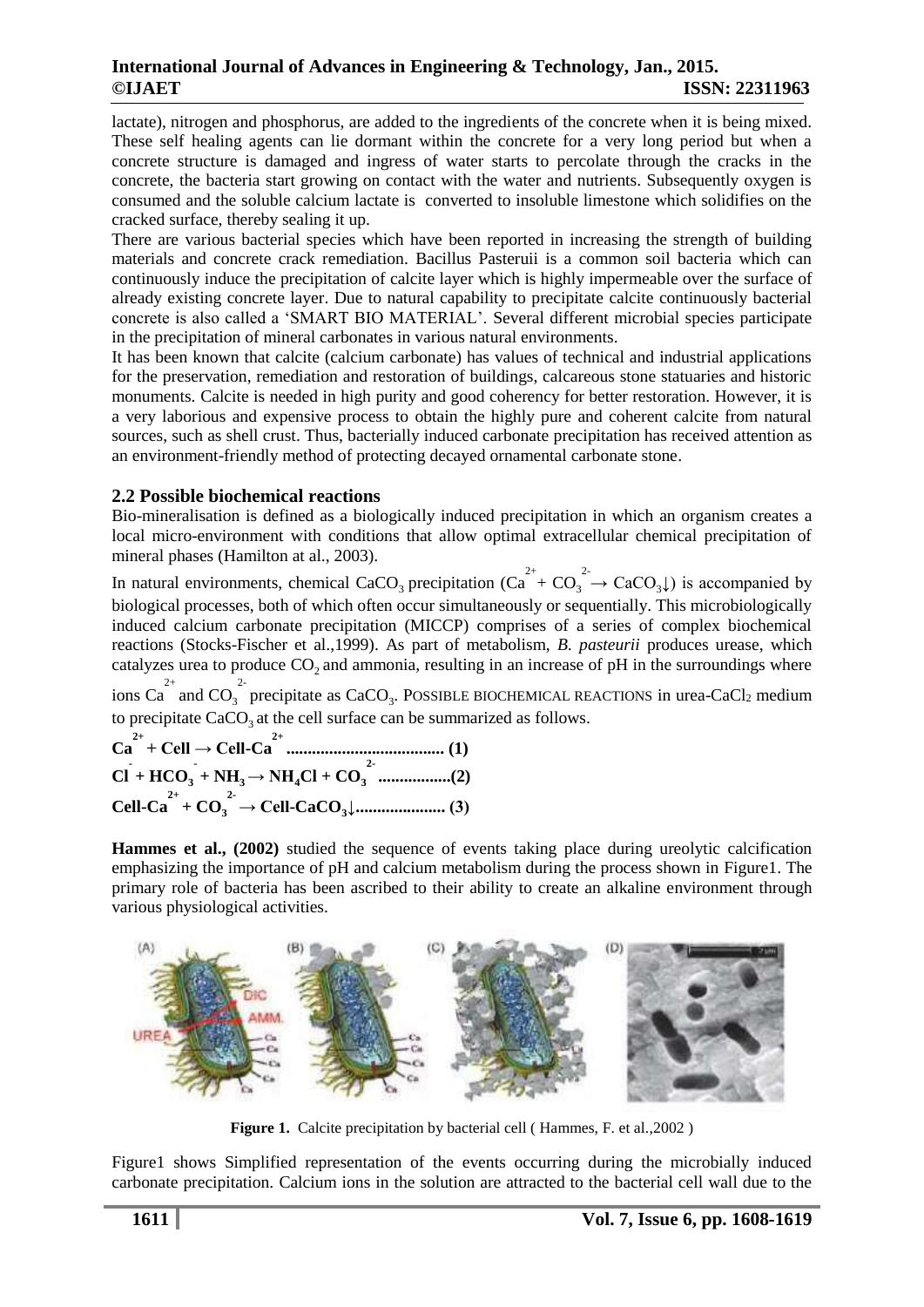lactate), nitrogen and phosphorus, are added to the ingredients of the concrete when it is being mixed. These self healing agents can lie dormant within the concrete for a very long period but when a concrete structure is damaged and ingress of water starts to percolate through the cracks in the concrete, the bacteria start growing on contact with the water and nutrients. Subsequently oxygen is consumed and the soluble calcium lactate is converted to insoluble limestone which solidifies on the cracked surface, thereby sealing it up.

There are various bacterial species which have been reported in increasing the strength of building materials and concrete crack remediation. Bacillus Pasteruii is a common soil bacteria which can continuously induce the precipitation of calcite layer which is highly impermeable over the surface of already existing concrete layer. Due to natural capability to precipitate calcite continuously bacterial concrete is also called a 'SMART BIO MATERIAL'. Several different microbial species participate in the precipitation of mineral carbonates in various natural environments.

It has been known that calcite (calcium carbonate) has values of technical and industrial applications for the preservation, remediation and restoration of buildings, calcareous stone statuaries and historic monuments. Calcite is needed in high purity and good coherency for better restoration. However, it is a very laborious and expensive process to obtain the highly pure and coherent calcite from natural sources, such as shell crust. Thus, bacterially induced carbonate precipitation has received attention as an environment-friendly method of protecting decayed ornamental carbonate stone.

## 2.2 Possible biochemical reactions

Bio-mineralisation is defined as a biologically induced precipitation in which an organism creates a local micro-environment with conditions that allow optimal extracellular chemical precipitation of mineral phases (Hamilton at al., 2003).

In natural environments, chemical $CaCO_3$ precipitation ($Ca^{2+} + CO_3^{2-} \rightarrow CaCO_3\downarrow$) is accompanied by biological processes, both of which often occur simultaneously or sequentially. This microbiologically induced calcium carbonate precipitation (MICCP) comprises of a series of complex biochemical reactions (Stocks-Fischer et al.,1999). As part of metabolism, *B. pasteurii* produces urease, which catalyzes urea to produce $CO_2$ and ammonia, resulting in an increase of pH in the surroundings where ions $Ca^{2+}$ and $CO_3^{2-}$ precipitate as $CaCO_3$. POSSIBLE BIOCHEMICAL REACTIONS in urea-$CaCl_2$ medium to precipitate $CaCO_3$ at the cell surface can be summarized as follows.

$$Ca^{2+} + Cell \rightarrow Cell\text{-}Ca^{2+} \quad \text{.................................... (1)}$$

$$Cl^{-} + HCO_3^{-} + NH_3 \rightarrow NH_4Cl + CO_3^{2-} \quad \text{................(2)}$$

$$Cell\text{-}Ca^{2+} + CO_3^{2-} \rightarrow Cell\text{-}CaCO_3\downarrow \quad \text{.................... (3)}$$

**Hammes et al., (2002)** studied the sequence of events taking place during ureolytic calcification emphasizing the importance of pH and calcium metabolism during the process shown in Figure1. The primary role of bacteria has been ascribed to their ability to create an alkaline environment through various physiological activities.

**Figure 1.** Calcite precipitation by bacterial cell ( Hammes, F. et al.,2002 )

Figure1 shows Simplified representation of the events occurring during the microbially induced carbonate precipitation. Calcium ions in the solution are attracted to the bacterial cell wall due to the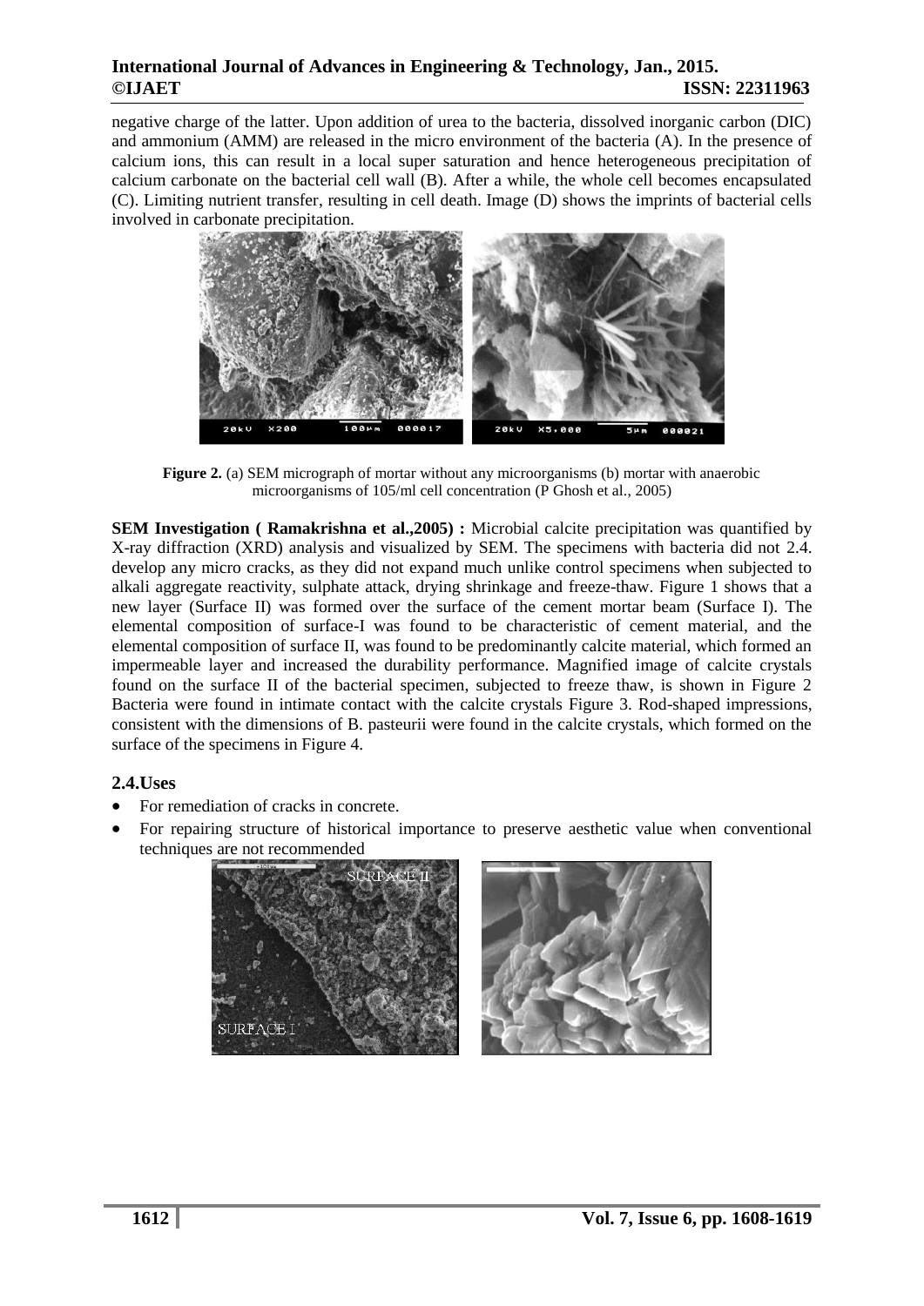negative charge of the latter. Upon addition of urea to the bacteria, dissolved inorganic carbon (DIC) and ammonium (AMM) are released in the micro environment of the bacteria (A). In the presence of calcium ions, this can result in a local super saturation and hence heterogeneous precipitation of calcium carbonate on the bacterial cell wall (B). After a while, the whole cell becomes encapsulated (C). Limiting nutrient transfer, resulting in cell death. Image (D) shows the imprints of bacterial cells involved in carbonate precipitation.

**Figure 2.** (a) SEM micrograph of mortar without any microorganisms (b) mortar with anaerobic microorganisms of 105/ml cell concentration (P Ghosh et al., 2005)

**SEM Investigation ( Ramakrishna et al.,2005) :** Microbial calcite precipitation was quantified by X-ray diffraction (XRD) analysis and visualized by SEM. The specimens with bacteria did not 2.4. develop any micro cracks, as they did not expand much unlike control specimens when subjected to alkali aggregate reactivity, sulphate attack, drying shrinkage and freeze-thaw. Figure 1 shows that a new layer (Surface II) was formed over the surface of the cement mortar beam (Surface I). The elemental composition of surface-I was found to be characteristic of cement material, and the elemental composition of surface II, was found to be predominantly calcite material, which formed an impermeable layer and increased the durability performance. Magnified image of calcite crystals found on the surface II of the bacterial specimen, subjected to freeze thaw, is shown in Figure 2 Bacteria were found in intimate contact with the calcite crystals Figure 3. Rod-shaped impressions, consistent with the dimensions of B. pasteurii were found in the calcite crystals, which formed on the surface of the specimens in Figure 4.

## 2.4.Uses

- For remediation of cracks in concrete.
- For repairing structure of historical importance to preserve aesthetic value when conventional techniques are not recommended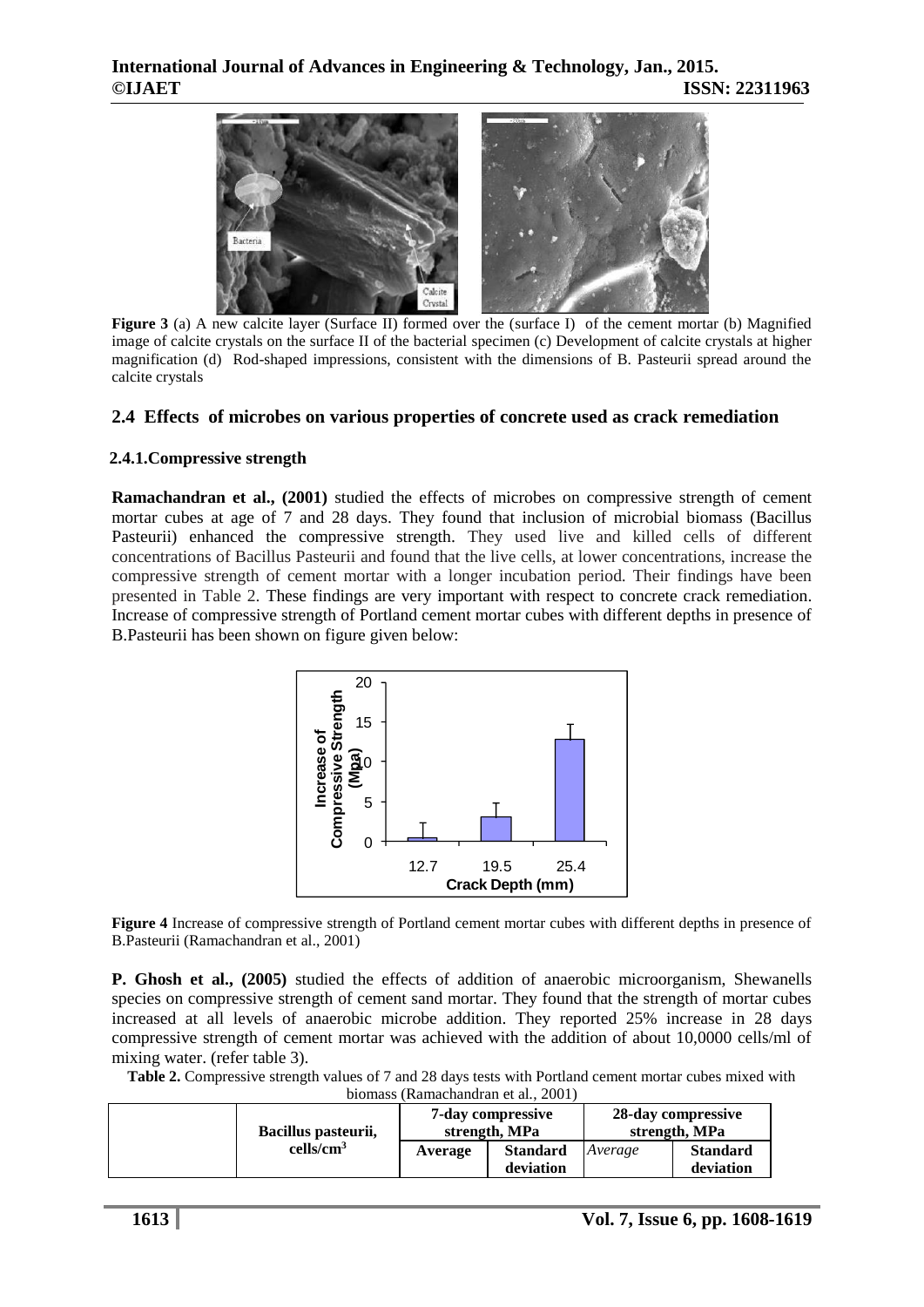**Figure 3** (a) A new calcite layer (Surface II) formed over the (surface I) of the cement mortar (b) Magnified image of calcite crystals on the surface II of the bacterial specimen (c) Development of calcite crystals at higher magnification (d) Rod-shaped impressions, consistent with the dimensions of B. Pasteurii spread around the calcite crystals

## 2.4 Effects of microbes on various properties of concrete used as crack remediation

### 2.4.1. Compressive strength

**Ramachandran et al., (2001)** studied the effects of microbes on compressive strength of cement mortar cubes at age of 7 and 28 days. They found that inclusion of microbial biomass (Bacillus Pasteurii) enhanced the compressive strength. They used live and killed cells of different concentrations of Bacillus Pasteurii and found that the live cells, at lower concentrations, increase the compressive strength of cement mortar with a longer incubation period. Their findings have been presented in Table 2. These findings are very important with respect to concrete crack remediation. Increase of compressive strength of Portland cement mortar cubes with different depths in presence of B.Pasteurii has been shown on figure given below:

**Figure 4** Increase of compressive strength of Portland cement mortar cubes with different depths in presence of B.Pasteurii (Ramachandran et al., 2001)

**P. Ghosh et al., (2005)** studied the effects of addition of anaerobic microorganism, Shewanells species on compressive strength of cement sand mortar. They found that the strength of mortar cubes increased at all levels of anaerobic microbe addition. They reported 25% increase in 28 days compressive strength of cement mortar was achieved with the addition of about 10,0000 cells/ml of mixing water. (refer table 3).

**Table 2.** Compressive strength values of 7 and 28 days tests with Portland cement mortar cubes mixed with biomass (Ramachandran et al., 2001)

| | Bacillus pasteurii, cells/cm$^3$ | 7-day compressive strength, MPa | | 28-day compressive strength, MPa | |
|---|---|---|---|---|---|
| | | Average | Standard deviation | *Average* | Standard deviation |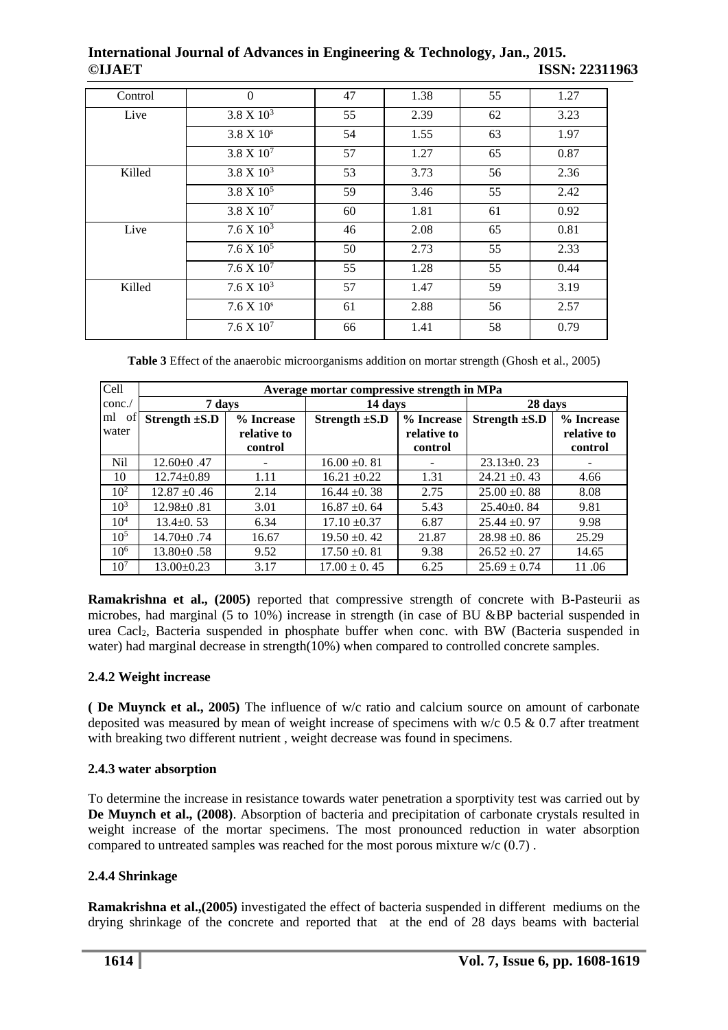| Control | 0 | 47 | 1.38 | 55 | 1.27 |
|---|---|---|---|---|---|
| Live | $3.8 \times 10^3$ | 55 | 2.39 | 62 | 3.23 |
| | $3.8 \times 10^s$ | 54 | 1.55 | 63 | 1.97 |
| | $3.8 \times 10^7$ | 57 | 1.27 | 65 | 0.87 |
| Killed | $3.8 \times 10^3$ | 53 | 3.73 | 56 | 2.36 |
| | $3.8 \times 10^5$ | 59 | 3.46 | 55 | 2.42 |
| | $3.8 \times 10^7$ | 60 | 1.81 | 61 | 0.92 |
| Live | $7.6 \times 10^3$ | 46 | 2.08 | 65 | 0.81 |
| | $7.6 \times 10^5$ | 50 | 2.73 | 55 | 2.33 |
| | $7.6 \times 10^7$ | 55 | 1.28 | 55 | 0.44 |
| Killed | $7.6 \times 10^3$ | 57 | 1.47 | 59 | 3.19 |
| | $7.6 \times 10^s$ | 61 | 2.88 | 56 | 2.57 |
| | $7.6 \times 10^7$ | 66 | 1.41 | 58 | 0.79 |

**Table 3** Effect of the anaerobic microorganisms addition on mortar strength (Ghosh et al., 2005)

| Cell conc./ ml of water | Average mortar compressive strength in MPa | | | | | |
|---|---|---|---|---|---|---|
| | 7 days | | 14 days | | 28 days | |
| | **Strength ±S.D** | **% Increase relative to control** | **Strength ±S.D** | **% Increase relative to control** | **Strength ±S.D** | **% Increase relative to control** |
| Nil | 12.60±0 .47 | - | 16.00 ±0. 81 | - | 23.13±0. 23 | - |
| 10 | 12.74±0.89 | 1.11 | 16.21 ±0.22 | 1.31 | 24.21 ±0. 43 | 4.66 |
| $10^2$ | 12.87 ±0 .46 | 2.14 | 16.44 ±0. 38 | 2.75 | 25.00 ±0. 88 | 8.08 |
| $10^3$ | 12.98±0 .81 | 3.01 | 16.87 ±0. 64 | 5.43 | 25.40±0. 84 | 9.81 |
| $10^4$ | 13.4±0. 53 | 6.34 | 17.10 ±0.37 | 6.87 | 25.44 ±0. 97 | 9.98 |
| $10^5$ | 14.70±0 .74 | 16.67 | 19.50 ±0. 42 | 21.87 | 28.98 ±0. 86 | 25.29 |
| $10^6$ | 13.80±0 .58 | 9.52 | 17.50 ±0. 81 | 9.38 | 26.52 ±0. 27 | 14.65 |
| $10^7$ | 13.00±0.23 | 3.17 | 17.00 ± 0. 45 | 6.25 | 25.69 ± 0.74 | 11 .06 |

**Ramakrishna et al., (2005)** reported that compressive strength of concrete with B-Pasteurii as microbes, had marginal (5 to 10%) increase in strength (in case of BU &BP bacterial suspended in urea $Cacl_2$, Bacteria suspended in phosphate buffer when conc. with BW (Bacteria suspended in water) had marginal decrease in strength(10%) when compared to controlled concrete samples.

### 2.4.2 Weight increase

**( De Muynck et al., 2005)** The influence of w/c ratio and calcium source on amount of carbonate deposited was measured by mean of weight increase of specimens with w/c 0.5 & 0.7 after treatment with breaking two different nutrient , weight decrease was found in specimens.

### 2.4.3 water absorption

To determine the increase in resistance towards water penetration a sporptivity test was carried out by **De Muynch et al., (2008)**. Absorption of bacteria and precipitation of carbonate crystals resulted in weight increase of the mortar specimens. The most pronounced reduction in water absorption compared to untreated samples was reached for the most porous mixture w/c (0.7) .

### 2.4.4 Shrinkage

**Ramakrishna et al.,(2005)** investigated the effect of bacteria suspended in different mediums on the drying shrinkage of the concrete and reported that at the end of 28 days beams with bacterial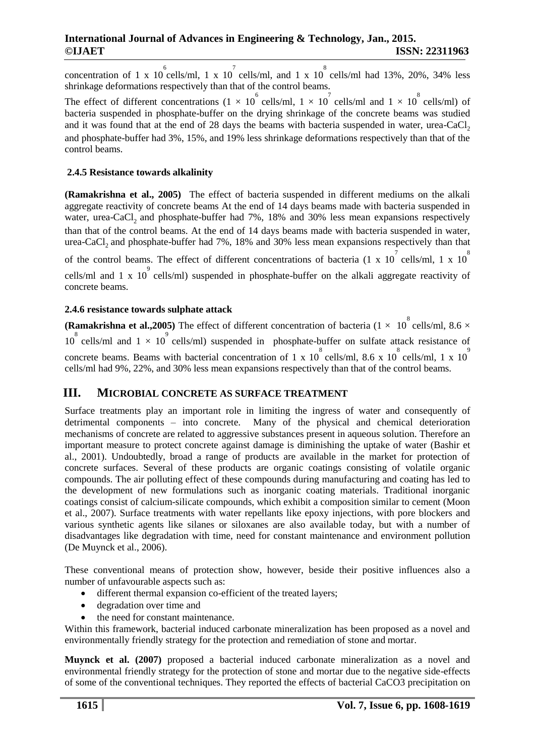concentration of 1 x $10^{6}$ cells/ml, 1 x $10^{7}$ cells/ml, and 1 x $10^{8}$ cells/ml had 13%, 20%, 34% less shrinkage deformations respectively than that of the control beams.

The effect of different concentrations ($1 \times 10^{6}$ cells/ml, $1 \times 10^{7}$ cells/ml and $1 \times 10^{8}$ cells/ml) of bacteria suspended in phosphate-buffer on the drying shrinkage of the concrete beams was studied and it was found that at the end of 28 days the beams with bacteria suspended in water, urea-$CaCl_2$ and phosphate-buffer had 3%, 15%, and 19% less shrinkage deformations respectively than that of the control beams.

### 2.4.5 Resistance towards alkalinity

**(Ramakrishna et al., 2005)** The effect of bacteria suspended in different mediums on the alkali aggregate reactivity of concrete beams At the end of 14 days beams made with bacteria suspended in water, urea-$CaCl_2$ and phosphate-buffer had 7%, 18% and 30% less mean expansions respectively than that of the control beams. At the end of 14 days beams made with bacteria suspended in water, urea-$CaCl_2$ and phosphate-buffer had 7%, 18% and 30% less mean expansions respectively than that of the control beams. The effect of different concentrations of bacteria (1 x $10^{7}$ cells/ml, 1 x $10^{8}$ cells/ml and 1 x $10^{9}$ cells/ml) suspended in phosphate-buffer on the alkali aggregate reactivity of concrete beams.

### 2.4.6 resistance towards sulphate attack

**(Ramakrishna et al.,2005)** The effect of different concentration of bacteria ($1 \times 10^{8}$ cells/ml, $8.6 \times 10^{8}$ cells/ml and $1 \times 10^{9}$ cells/ml) suspended in phosphate-buffer on sulfate attack resistance of concrete beams. Beams with bacterial concentration of 1 x $10^{8}$ cells/ml, 8.6 x $10^{8}$ cells/ml, 1 x $10^{9}$ cells/ml had 9%, 22%, and 30% less mean expansions respectively than that of the control beams.

## III. MICROBIAL CONCRETE AS SURFACE TREATMENT

Surface treatments play an important role in limiting the ingress of water and consequently of detrimental components – into concrete. Many of the physical and chemical deterioration mechanisms of concrete are related to aggressive substances present in aqueous solution. Therefore an important measure to protect concrete against damage is diminishing the uptake of water (Bashir et al., 2001). Undoubtedly, broad a range of products are available in the market for protection of concrete surfaces. Several of these products are organic coatings consisting of volatile organic compounds. The air polluting effect of these compounds during manufacturing and coating has led to the development of new formulations such as inorganic coating materials. Traditional inorganic coatings consist of calcium-silicate compounds, which exhibit a composition similar to cement (Moon et al., 2007). Surface treatments with water repellants like epoxy injections, with pore blockers and various synthetic agents like silanes or siloxanes are also available today, but with a number of disadvantages like degradation with time, need for constant maintenance and environment pollution (De Muynck et al., 2006).

These conventional means of protection show, however, beside their positive influences also a number of unfavourable aspects such as:

- different thermal expansion co-efficient of the treated layers;
- degradation over time and
- the need for constant maintenance.

Within this framework, bacterial induced carbonate mineralization has been proposed as a novel and environmentally friendly strategy for the protection and remediation of stone and mortar.

**Muynck et al. (2007)** proposed a bacterial induced carbonate mineralization as a novel and environmental friendly strategy for the protection of stone and mortar due to the negative side-effects of some of the conventional techniques. They reported the effects of bacterial CaCO3 precipitation on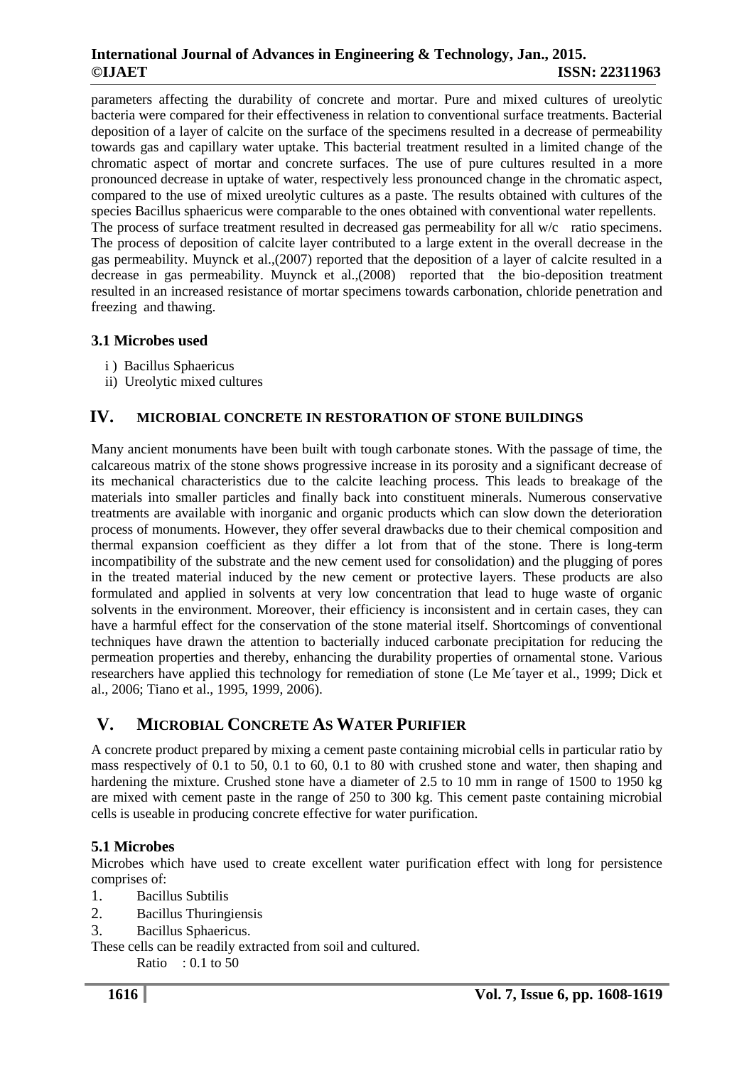parameters affecting the durability of concrete and mortar. Pure and mixed cultures of ureolytic bacteria were compared for their effectiveness in relation to conventional surface treatments. Bacterial deposition of a layer of calcite on the surface of the specimens resulted in a decrease of permeability towards gas and capillary water uptake. This bacterial treatment resulted in a limited change of the chromatic aspect of mortar and concrete surfaces. The use of pure cultures resulted in a more pronounced decrease in uptake of water, respectively less pronounced change in the chromatic aspect, compared to the use of mixed ureolytic cultures as a paste. The results obtained with cultures of the species Bacillus sphaericus were comparable to the ones obtained with conventional water repellents.

The process of surface treatment resulted in decreased gas permeability for all w/c ratio specimens. The process of deposition of calcite layer contributed to a large extent in the overall decrease in the gas permeability. Muynck et al.,(2007) reported that the deposition of a layer of calcite resulted in a decrease in gas permeability. Muynck et al.,(2008) reported that the bio-deposition treatment resulted in an increased resistance of mortar specimens towards carbonation, chloride penetration and freezing and thawing.

### 3.1 Microbes used

i ) Bacillus Sphaericus
ii) Ureolytic mixed cultures

## IV. MICROBIAL CONCRETE IN RESTORATION OF STONE BUILDINGS

Many ancient monuments have been built with tough carbonate stones. With the passage of time, the calcareous matrix of the stone shows progressive increase in its porosity and a significant decrease of its mechanical characteristics due to the calcite leaching process. This leads to breakage of the materials into smaller particles and finally back into constituent minerals. Numerous conservative treatments are available with inorganic and organic products which can slow down the deterioration process of monuments. However, they offer several drawbacks due to their chemical composition and thermal expansion coefficient as they differ a lot from that of the stone. There is long-term incompatibility of the substrate and the new cement used for consolidation) and the plugging of pores in the treated material induced by the new cement or protective layers. These products are also formulated and applied in solvents at very low concentration that lead to huge waste of organic solvents in the environment. Moreover, their efficiency is inconsistent and in certain cases, they can have a harmful effect for the conservation of the stone material itself. Shortcomings of conventional techniques have drawn the attention to bacterially induced carbonate precipitation for reducing the permeation properties and thereby, enhancing the durability properties of ornamental stone. Various researchers have applied this technology for remediation of stone (Le Me´tayer et al., 1999; Dick et al., 2006; Tiano et al., 1995, 1999, 2006).

## V. MICROBIAL CONCRETE AS WATER PURIFIER

A concrete product prepared by mixing a cement paste containing microbial cells in particular ratio by mass respectively of 0.1 to 50, 0.1 to 60, 0.1 to 80 with crushed stone and water, then shaping and hardening the mixture. Crushed stone have a diameter of 2.5 to 10 mm in range of 1500 to 1950 kg are mixed with cement paste in the range of 250 to 300 kg. This cement paste containing microbial cells is useable in producing concrete effective for water purification.

### 5.1 Microbes

Microbes which have used to create excellent water purification effect with long for persistence comprises of:

1. Bacillus Subtilis
2. Bacillus Thuringiensis
3. Bacillus Sphaericus.

These cells can be readily extracted from soil and cultured.

Ratio : 0.1 to 50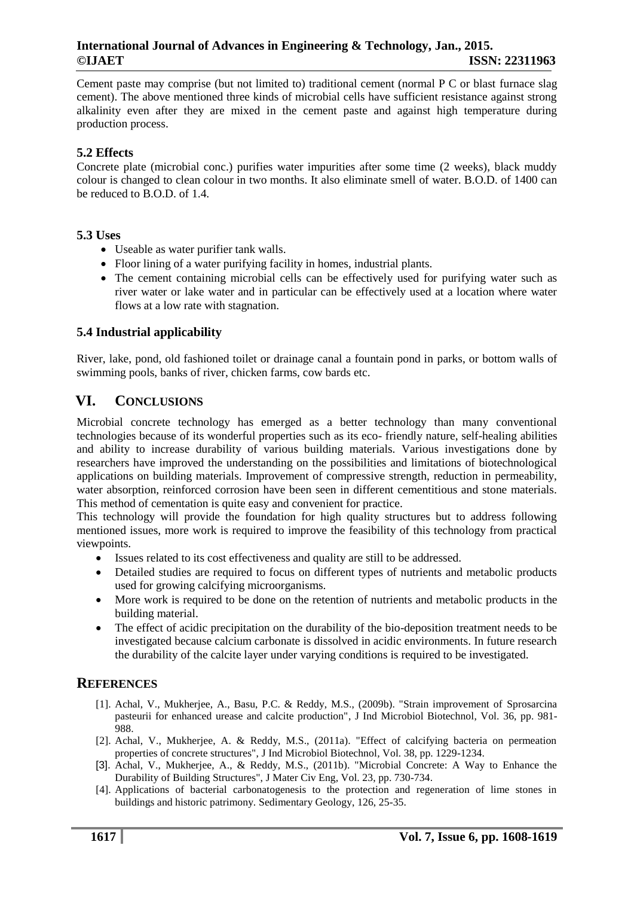Cement paste may comprise (but not limited to) traditional cement (normal P C or blast furnace slag cement). The above mentioned three kinds of microbial cells have sufficient resistance against strong alkalinity even after they are mixed in the cement paste and against high temperature during production process.

### 5.2 Effects

Concrete plate (microbial conc.) purifies water impurities after some time (2 weeks), black muddy colour is changed to clean colour in two months. It also eliminate smell of water. B.O.D. of 1400 can be reduced to B.O.D. of 1.4.

### 5.3 Uses

- Useable as water purifier tank walls.
- Floor lining of a water purifying facility in homes, industrial plants.
- The cement containing microbial cells can be effectively used for purifying water such as river water or lake water and in particular can be effectively used at a location where water flows at a low rate with stagnation.

### 5.4 Industrial applicability

River, lake, pond, old fashioned toilet or drainage canal a fountain pond in parks, or bottom walls of swimming pools, banks of river, chicken farms, cow bards etc.

## VI. CONCLUSIONS

Microbial concrete technology has emerged as a better technology than many conventional technologies because of its wonderful properties such as its eco- friendly nature, self-healing abilities and ability to increase durability of various building materials. Various investigations done by researchers have improved the understanding on the possibilities and limitations of biotechnological applications on building materials. Improvement of compressive strength, reduction in permeability, water absorption, reinforced corrosion have been seen in different cementitious and stone materials. This method of cementation is quite easy and convenient for practice.

This technology will provide the foundation for high quality structures but to address following mentioned issues, more work is required to improve the feasibility of this technology from practical viewpoints.

- Issues related to its cost effectiveness and quality are still to be addressed.
- Detailed studies are required to focus on different types of nutrients and metabolic products used for growing calcifying microorganisms.
- More work is required to be done on the retention of nutrients and metabolic products in the building material.
- The effect of acidic precipitation on the durability of the bio-deposition treatment needs to be investigated because calcium carbonate is dissolved in acidic environments. In future research the durability of the calcite layer under varying conditions is required to be investigated.

## REFERENCES

[1]. Achal, V., Mukherjee, A., Basu, P.C. & Reddy, M.S., (2009b). "Strain improvement of Sprosarcina pasteurii for enhanced urease and calcite production", J Ind Microbiol Biotechnol, Vol. 36, pp. 981-988.

[2]. Achal, V., Mukherjee, A. & Reddy, M.S., (2011a). "Effect of calcifying bacteria on permeation properties of concrete structures", J Ind Microbiol Biotechnol, Vol. 38, pp. 1229-1234.

[3]. Achal, V., Mukherjee, A., & Reddy, M.S., (2011b). "Microbial Concrete: A Way to Enhance the Durability of Building Structures", J Mater Civ Eng, Vol. 23, pp. 730-734.

[4]. Applications of bacterial carbonatogenesis to the protection and regeneration of lime stones in buildings and historic patrimony. Sedimentary Geology, 126, 25-35.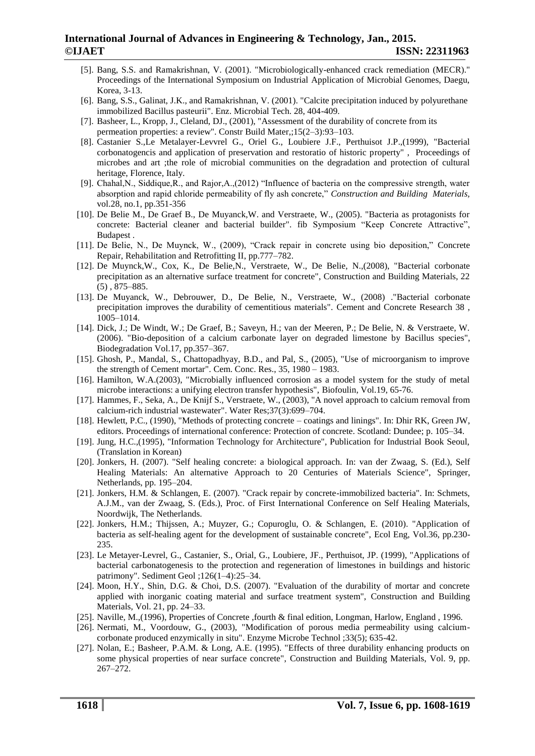[5]. Bang, S.S. and Ramakrishnan, V. (2001). "Microbiologically-enhanced crack remediation (MECR)." Proceedings of the International Symposium on Industrial Application of Microbial Genomes, Daegu, Korea, 3-13.

[6]. Bang, S.S., Galinat, J.K., and Ramakrishnan, V. (2001). "Calcite precipitation induced by polyurethane immobilized Bacillus pasteurii". Enz. Microbial Tech. 28, 404-409.

[7]. Basheer, L., Kropp, J., Cleland, DJ., (2001), "Assessment of the durability of concrete from its permeation properties: a review". Constr Build Mater,;15(2–3):93–103.

[8]. Castanier S.,Le Metalayer-Levvrel G., Oriel G., Loubiere J.F., Perthuisot J.P.,(1999), "Bacterial corbonatogencis and application of preservation and restoratio of historic property" , Proceedings of microbes and art ;the role of microbial communities on the degradation and protection of cultural heritage, Florence, Italy.

[9]. Chahal,N., Siddique,R., and Rajor,A.,(2012) "Influence of bacteria on the compressive strength, water absorption and rapid chloride permeability of fly ash concrete," *Construction and Building Materials*, vol.28, no.1, pp.351-356

[10]. De Belie M., De Graef B., De Muyanck,W. and Verstraete, W., (2005). "Bacteria as protagonists for concrete: Bacterial cleaner and bacterial builder". fib Symposium "Keep Concrete Attractive", Budapest .

[11]. De Belie, N., De Muynck, W., (2009), "Crack repair in concrete using bio deposition," Concrete Repair, Rehabilitation and Retrofitting II, pp.777–782.

[12]. De Muynck,W., Cox, K., De Belie,N., Verstraete, W., De Belie, N.,(2008), "Bacterial corbonate precipitation as an alternative surface treatment for concrete", Construction and Building Materials, 22 (5) , 875–885.

[13]. De Muyanck, W., Debrouwer, D., De Belie, N., Verstraete, W., (2008) ."Bacterial corbonate precipitation improves the durability of cementitious materials". Cement and Concrete Research 38 , 1005–1014.

[14]. Dick, J.; De Windt, W.; De Graef, B.; Saveyn, H.; van der Meeren, P.; De Belie, N. & Verstraete, W. (2006). "Bio-deposition of a calcium carbonate layer on degraded limestone by Bacillus species", Biodegradation Vol.17, pp.357–367.

[15]. Ghosh, P., Mandal, S., Chattopadhyay, B.D., and Pal, S., (2005), "Use of microorganism to improve the strength of Cement mortar". Cem. Conc. Res., 35, 1980 – 1983.

[16]. Hamilton, W.A.(2003), "Microbially influenced corrosion as a model system for the study of metal microbe interactions: a unifying electron transfer hypothesis", Biofoulin, Vol.19, 65-76.

[17]. Hammes, F., Seka, A., De Knijf S., Verstraete, W., (2003), "A novel approach to calcium removal from calcium-rich industrial wastewater". Water Res;37(3):699–704.

[18]. Hewlett, P.C., (1990), "Methods of protecting concrete – coatings and linings". In: Dhir RK, Green JW, editors. Proceedings of international conference: Protection of concrete. Scotland: Dundee; p. 105–34.

[19]. Jung, H.C.,(1995), "Information Technology for Architecture", Publication for Industrial Book Seoul, (Translation in Korean)

[20]. Jonkers, H. (2007). "Self healing concrete: a biological approach. In: van der Zwaag, S. (Ed.), Self Healing Materials: An alternative Approach to 20 Centuries of Materials Science", Springer, Netherlands, pp. 195–204.

[21]. Jonkers, H.M. & Schlangen, E. (2007). "Crack repair by concrete-immobilized bacteria". In: Schmets, A.J.M., van der Zwaag, S. (Eds.), Proc. of First International Conference on Self Healing Materials, Noordwijk, The Netherlands.

[22]. Jonkers, H.M.; Thijssen, A.; Muyzer, G.; Copuroglu, O. & Schlangen, E. (2010). "Application of bacteria as self-healing agent for the development of sustainable concrete", Ecol Eng, Vol.36, pp.230-235.

[23]. Le Metayer-Levrel, G., Castanier, S., Orial, G., Loubiere, JF., Perthuisot, JP. (1999), "Applications of bacterial carbonatogenesis to the protection and regeneration of limestones in buildings and historic patrimony". Sediment Geol ;126(1–4):25–34.

[24]. Moon, H.Y., Shin, D.G. & Choi, D.S. (2007). "Evaluation of the durability of mortar and concrete applied with inorganic coating material and surface treatment system", Construction and Building Materials, Vol. 21, pp. 24–33.

[25]. Naville, M.,(1996), Properties of Concrete ,fourth & final edition, Longman, Harlow, England , 1996.

[26]. Nermati, M., Voordouw, G., (2003), "Modification of porous media permeability using calcium-corbonate produced enzymically in situ". Enzyme Microbe Technol ;33(5); 635-42.

[27]. Nolan, E.; Basheer, P.A.M. & Long, A.E. (1995). "Effects of three durability enhancing products on some physical properties of near surface concrete", Construction and Building Materials, Vol. 9, pp. 267–272.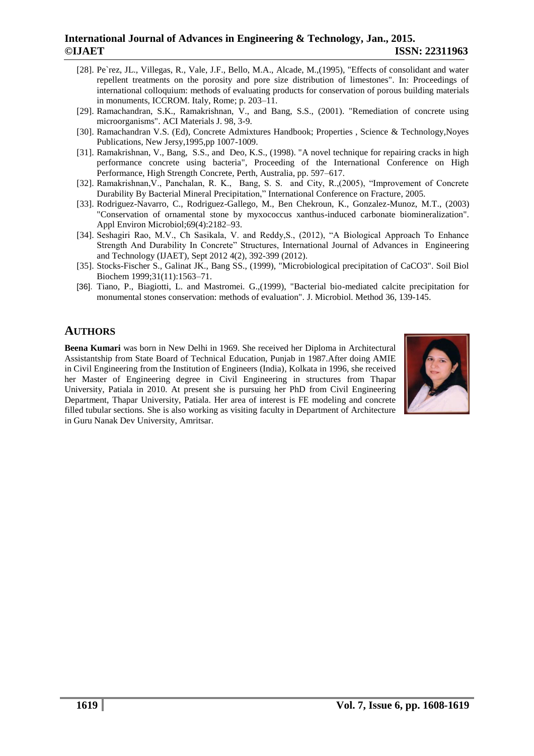[28]. Pe`rez, JL., Villegas, R., Vale, J.F., Bello, M.A., Alcade, M.,(1995), "Effects of consolidant and water repellent treatments on the porosity and pore size distribution of limestones". In: Proceedings of international colloquium: methods of evaluating products for conservation of porous building materials in monuments, ICCROM. Italy, Rome; p. 203–11.

[29]. Ramachandran, S.K., Ramakrishnan, V., and Bang, S.S., (2001). "Remediation of concrete using microorganisms". ACI Materials J. 98, 3-9.

[30]. Ramachandran V.S. (Ed), Concrete Admixtures Handbook; Properties , Science & Technology,Noyes Publications, New Jersy,1995,pp 1007-1009.

[31]. Ramakrishnan, V., Bang, S.S., and Deo, K.S., (1998). "A novel technique for repairing cracks in high performance concrete using bacteria", Proceeding of the International Conference on High Performance, High Strength Concrete, Perth, Australia, pp. 597–617.

[32]. Ramakrishnan,V., Panchalan, R. K., Bang, S. S. and City, R.,(2005), "Improvement of Concrete Durability By Bacterial Mineral Precipitation," International Conference on Fracture, 2005.

[33]. Rodriguez-Navarro, C., Rodriguez-Gallego, M., Ben Chekroun, K., Gonzalez-Munoz, M.T., (2003) "Conservation of ornamental stone by myxococcus xanthus-induced carbonate biomineralization". Appl Environ Microbiol;69(4):2182–93.

[34]. Seshagiri Rao, M.V., Ch Sasikala, V. and Reddy,S., (2012), "A Biological Approach To Enhance Strength And Durability In Concrete" Structures, International Journal of Advances in Engineering and Technology (IJAET), Sept 2012 4(2), 392-399 (2012).

[35]. Stocks-Fischer S., Galinat JK., Bang SS., (1999), "Microbiological precipitation of $CaCO_3$". Soil Biol Biochem 1999;31(11):1563–71.

[36]. Tiano, P., Biagiotti, L. and Mastromei. G.,(1999), "Bacterial bio-mediated calcite precipitation for monumental stones conservation: methods of evaluation". J. Microbiol. Method 36, 139-145.

## AUTHORS

**Beena Kumari** was born in New Delhi in 1969. She received her Diploma in Architectural Assistantship from State Board of Technical Education, Punjab in 1987.After doing AMIE in Civil Engineering from the Institution of Engineers (India), Kolkata in 1996, she received her Master of Engineering degree in Civil Engineering in structures from Thapar University, Patiala in 2010. At present she is pursuing her PhD from Civil Engineering Department, Thapar University, Patiala. Her area of interest is FE modeling and concrete filled tubular sections. She is also working as visiting faculty in Department of Architecture in Guru Nanak Dev University, Amritsar.